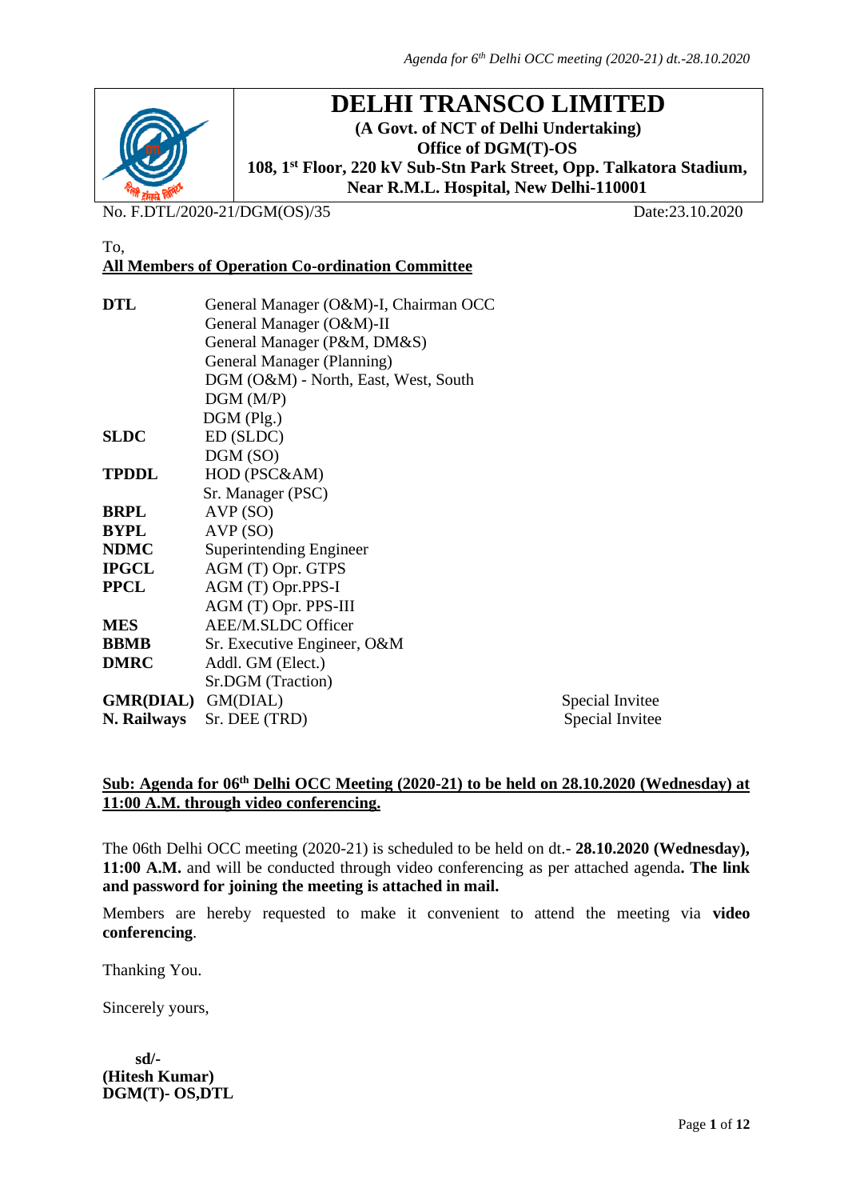# DELHI TRANSCO LIMITED

**(A Govt. of NCT of Delhi Undertaking)**
**Office of DGM(T)-OS**
**108, 1st Floor, 220 kV Sub-Stn Park Street, Opp. Talkatora Stadium, Near R.M.L. Hospital, New Delhi-110001**

No. F.DTL/2020-21/DGM(OS)/35 | Date:23.10.2020

To,
**All Members of Operation Co-ordination Committee**

| | | |
|---|---|---|
| **DTL** | General Manager (O&M)-I, Chairman OCC | |
| | General Manager (O&M)-II | |
| | General Manager (P&M, DM&S) | |
| | General Manager (Planning) | |
| | DGM (O&M) - North, East, West, South | |
| | DGM (M/P) | |
| | DGM (Plg.) | |
| **SLDC** | ED (SLDC) | |
| | DGM (SO) | |
| **TPDDL** | HOD (PSC&AM) | |
| | Sr. Manager (PSC) | |
| **BRPL** | AVP (SO) | |
| **BYPL** | AVP (SO) | |
| **NDMC** | Superintending Engineer | |
| **IPGCL** | AGM (T) Opr. GTPS | |
| **PPCL** | AGM (T) Opr.PPS-I | |
| | AGM (T) Opr. PPS-III | |
| **MES** | AEE/M.SLDC Officer | |
| **BBMB** | Sr. Executive Engineer, O&M | |
| **DMRC** | Addl. GM (Elect.) | |
| | Sr.DGM (Traction) | |
| **GMR(DIAL)** | GM(DIAL) | Special Invitee |
| **N. Railways** | Sr. DEE (TRD) | Special Invitee |

**Sub: Agenda for 06th Delhi OCC Meeting (2020-21) to be held on 28.10.2020 (Wednesday) at 11:00 A.M. through video conferencing.**

The 06th Delhi OCC meeting (2020-21) is scheduled to be held on dt.- **28.10.2020 (Wednesday), 11:00 A.M.** and will be conducted through video conferencing as per attached agenda**. The link and password for joining the meeting is attached in mail.**

Members are hereby requested to make it convenient to attend the meeting via **video conferencing**.

Thanking You.

Sincerely yours,

**sd/-**
**(Hitesh Kumar)**
**DGM(T)- OS,DTL**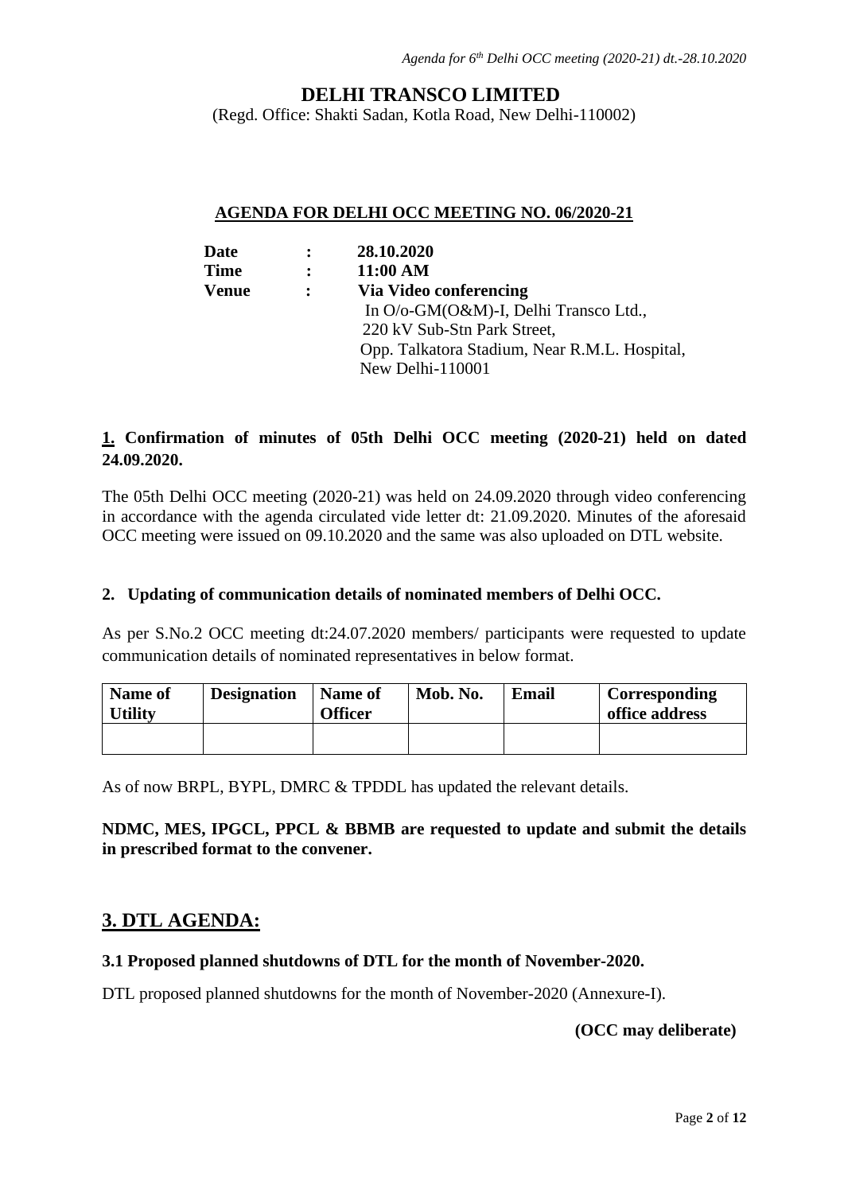# DELHI TRANSCO LIMITED

(Regd. Office: Shakti Sadan, Kotla Road, New Delhi-110002)

## AGENDA FOR DELHI OCC MEETING NO. 06/2020-21

| | | |
|---|---|---|
| **Date** | **:** | **28.10.2020** |
| **Time** | **:** | **11:00 AM** |
| **Venue** | **:** | **Via Video conferencing**<br>In O/o-GM(O&M)-I, Delhi Transco Ltd.,<br>220 kV Sub-Stn Park Street,<br>Opp. Talkatora Stadium, Near R.M.L. Hospital,<br>New Delhi-110001 |

**1. Confirmation of minutes of 05th Delhi OCC meeting (2020-21) held on dated 24.09.2020.**

The 05th Delhi OCC meeting (2020-21) was held on 24.09.2020 through video conferencing in accordance with the agenda circulated vide letter dt: 21.09.2020. Minutes of the aforesaid OCC meeting were issued on 09.10.2020 and the same was also uploaded on DTL website.

**2. Updating of communication details of nominated members of Delhi OCC.**

As per S.No.2 OCC meeting dt:24.07.2020 members/ participants were requested to update communication details of nominated representatives in below format.

| Name of Utility | Designation | Name of Officer | Mob. No. | Email | Corresponding office address |
|---|---|---|---|---|---|
| | | | | | |

As of now BRPL, BYPL, DMRC & TPDDL has updated the relevant details.

**NDMC, MES, IPGCL, PPCL & BBMB are requested to update and submit the details in prescribed format to the convener.**

## 3. DTL AGENDA:

**3.1 Proposed planned shutdowns of DTL for the month of November-2020.**

DTL proposed planned shutdowns for the month of November-2020 (Annexure-I).

**(OCC may deliberate)**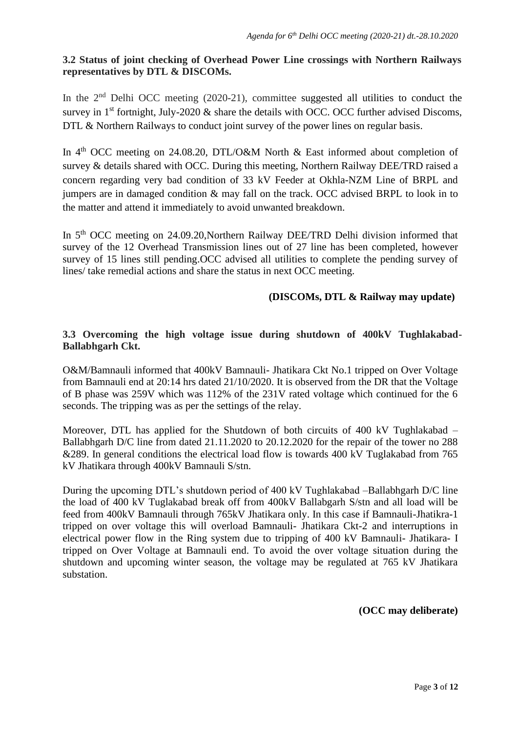### 3.2 Status of joint checking of Overhead Power Line crossings with Northern Railways representatives by DTL & DISCOMs.

In the 2nd Delhi OCC meeting (2020-21), committee suggested all utilities to conduct the survey in 1st fortnight, July-2020 & share the details with OCC. OCC further advised Discoms, DTL & Northern Railways to conduct joint survey of the power lines on regular basis.

In 4th OCC meeting on 24.08.20, DTL/O&M North & East informed about completion of survey & details shared with OCC. During this meeting, Northern Railway DEE/TRD raised a concern regarding very bad condition of 33 kV Feeder at Okhla-NZM Line of BRPL and jumpers are in damaged condition & may fall on the track. OCC advised BRPL to look in to the matter and attend it immediately to avoid unwanted breakdown.

In 5th OCC meeting on 24.09.20,Northern Railway DEE/TRD Delhi division informed that survey of the 12 Overhead Transmission lines out of 27 line has been completed, however survey of 15 lines still pending.OCC advised all utilities to complete the pending survey of lines/ take remedial actions and share the status in next OCC meeting.

**(DISCOMs, DTL & Railway may update)**

### 3.3 Overcoming the high voltage issue during shutdown of 400kV Tughlakabad-Ballabhgarh Ckt.

O&M/Bamnauli informed that 400kV Bamnauli- Jhatikara Ckt No.1 tripped on Over Voltage from Bamnauli end at 20:14 hrs dated 21/10/2020. It is observed from the DR that the Voltage of B phase was 259V which was 112% of the 231V rated voltage which continued for the 6 seconds. The tripping was as per the settings of the relay.

Moreover, DTL has applied for the Shutdown of both circuits of 400 kV Tughlakabad – Ballabhgarh D/C line from dated 21.11.2020 to 20.12.2020 for the repair of the tower no 288 &289. In general conditions the electrical load flow is towards 400 kV Tuglakabad from 765 kV Jhatikara through 400kV Bamnauli S/stn.

During the upcoming DTL's shutdown period of 400 kV Tughlakabad –Ballabhgarh D/C line the load of 400 kV Tuglakabad break off from 400kV Ballabgarh S/stn and all load will be feed from 400kV Bamnauli through 765kV Jhatikara only. In this case if Bamnauli-Jhatikra-1 tripped on over voltage this will overload Bamnauli- Jhatikara Ckt-2 and interruptions in electrical power flow in the Ring system due to tripping of 400 kV Bamnauli- Jhatikara- I tripped on Over Voltage at Bamnauli end. To avoid the over voltage situation during the shutdown and upcoming winter season, the voltage may be regulated at 765 kV Jhatikara substation.

**(OCC may deliberate)**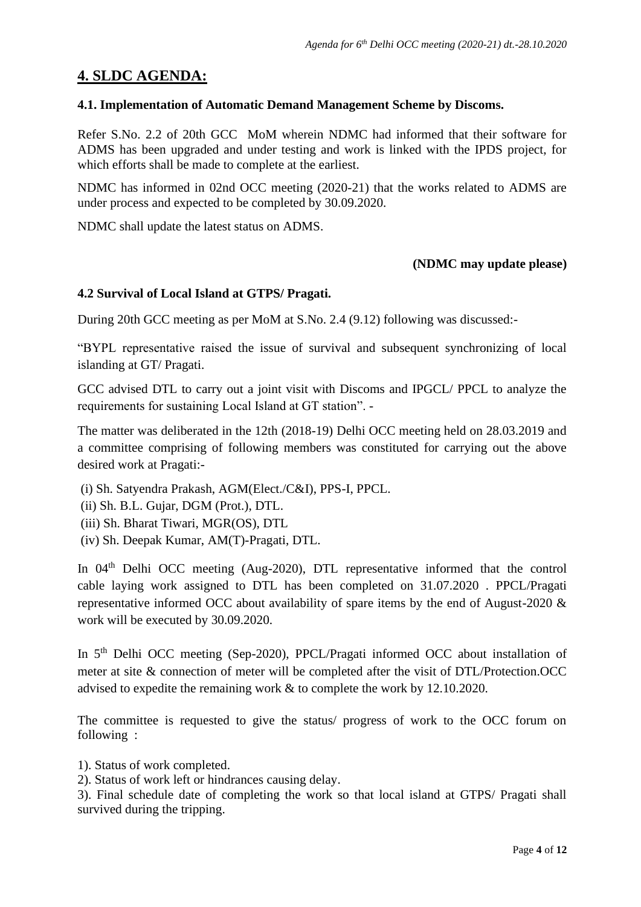## 4. SLDC AGENDA:

### 4.1. Implementation of Automatic Demand Management Scheme by Discoms.

Refer S.No. 2.2 of 20th GCC MoM wherein NDMC had informed that their software for ADMS has been upgraded and under testing and work is linked with the IPDS project, for which efforts shall be made to complete at the earliest.

NDMC has informed in 02nd OCC meeting (2020-21) that the works related to ADMS are under process and expected to be completed by 30.09.2020.

NDMC shall update the latest status on ADMS.

**(NDMC may update please)**

### 4.2 Survival of Local Island at GTPS/ Pragati.

During 20th GCC meeting as per MoM at S.No. 2.4 (9.12) following was discussed:-

"BYPL representative raised the issue of survival and subsequent synchronizing of local islanding at GT/ Pragati.

GCC advised DTL to carry out a joint visit with Discoms and IPGCL/ PPCL to analyze the requirements for sustaining Local Island at GT station". -

The matter was deliberated in the 12th (2018-19) Delhi OCC meeting held on 28.03.2019 and a committee comprising of following members was constituted for carrying out the above desired work at Pragati:-

(i) Sh. Satyendra Prakash, AGM(Elect./C&I), PPS-I, PPCL.
(ii) Sh. B.L. Gujar, DGM (Prot.), DTL.
(iii) Sh. Bharat Tiwari, MGR(OS), DTL
(iv) Sh. Deepak Kumar, AM(T)-Pragati, DTL.

In 04th Delhi OCC meeting (Aug-2020), DTL representative informed that the control cable laying work assigned to DTL has been completed on 31.07.2020 . PPCL/Pragati representative informed OCC about availability of spare items by the end of August-2020 & work will be executed by 30.09.2020.

In 5th Delhi OCC meeting (Sep-2020), PPCL/Pragati informed OCC about installation of meter at site & connection of meter will be completed after the visit of DTL/Protection.OCC advised to expedite the remaining work & to complete the work by 12.10.2020.

The committee is requested to give the status/ progress of work to the OCC forum on following :

1). Status of work completed.
2). Status of work left or hindrances causing delay.
3). Final schedule date of completing the work so that local island at GTPS/ Pragati shall survived during the tripping.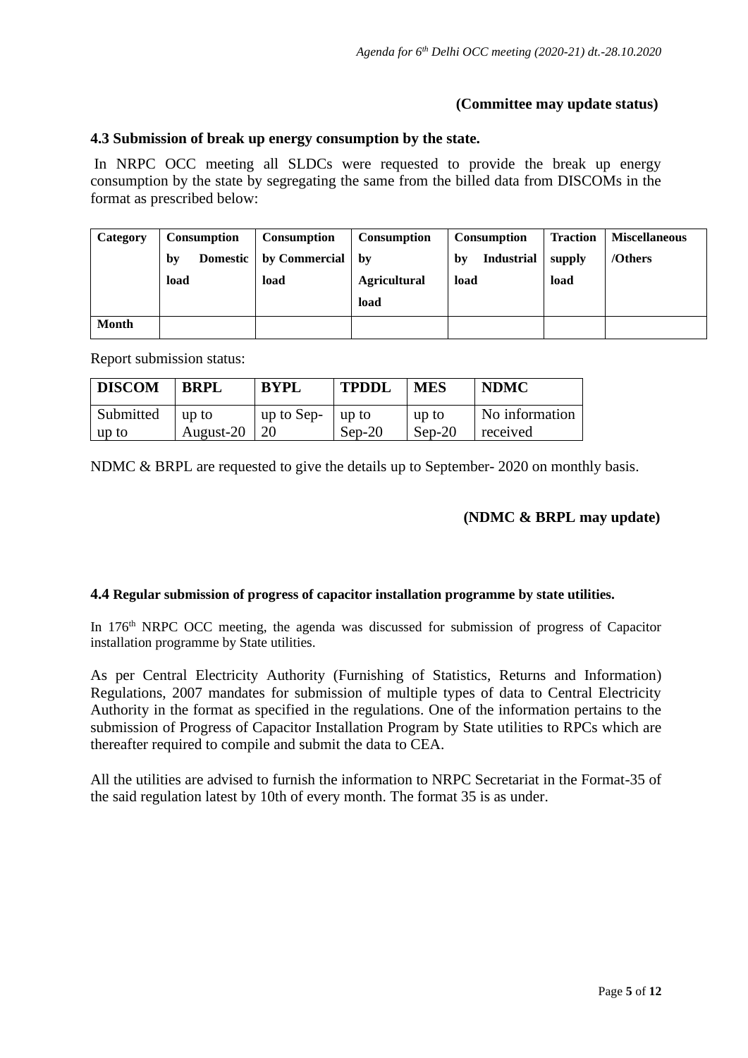**(Committee may update status)**

### 4.3 Submission of break up energy consumption by the state.

In NRPC OCC meeting all SLDCs were requested to provide the break up energy consumption by the state by segregating the same from the billed data from DISCOMs in the format as prescribed below:

| Category | Consumption by Domestic load | Consumption by Commercial load | Consumption by Agricultural load | Consumption by Industrial load | Traction supply load | Miscellaneous /Others |
|---|---|---|---|---|---|---|
| Month | | | | | | |

Report submission status:

| DISCOM | BRPL | BYPL | TPDDL | MES | NDMC |
|---|---|---|---|---|---|
| Submitted up to | up to August-20 | up to Sep-20 | up to Sep-20 | up to Sep-20 | No information received |

NDMC & BRPL are requested to give the details up to September- 2020 on monthly basis.

**(NDMC & BRPL may update)**

### 4.4 Regular submission of progress of capacitor installation programme by state utilities.

In 176th NRPC OCC meeting, the agenda was discussed for submission of progress of Capacitor installation programme by State utilities.

As per Central Electricity Authority (Furnishing of Statistics, Returns and Information) Regulations, 2007 mandates for submission of multiple types of data to Central Electricity Authority in the format as specified in the regulations. One of the information pertains to the submission of Progress of Capacitor Installation Program by State utilities to RPCs which are thereafter required to compile and submit the data to CEA.

All the utilities are advised to furnish the information to NRPC Secretariat in the Format-35 of the said regulation latest by 10th of every month. The format 35 is as under.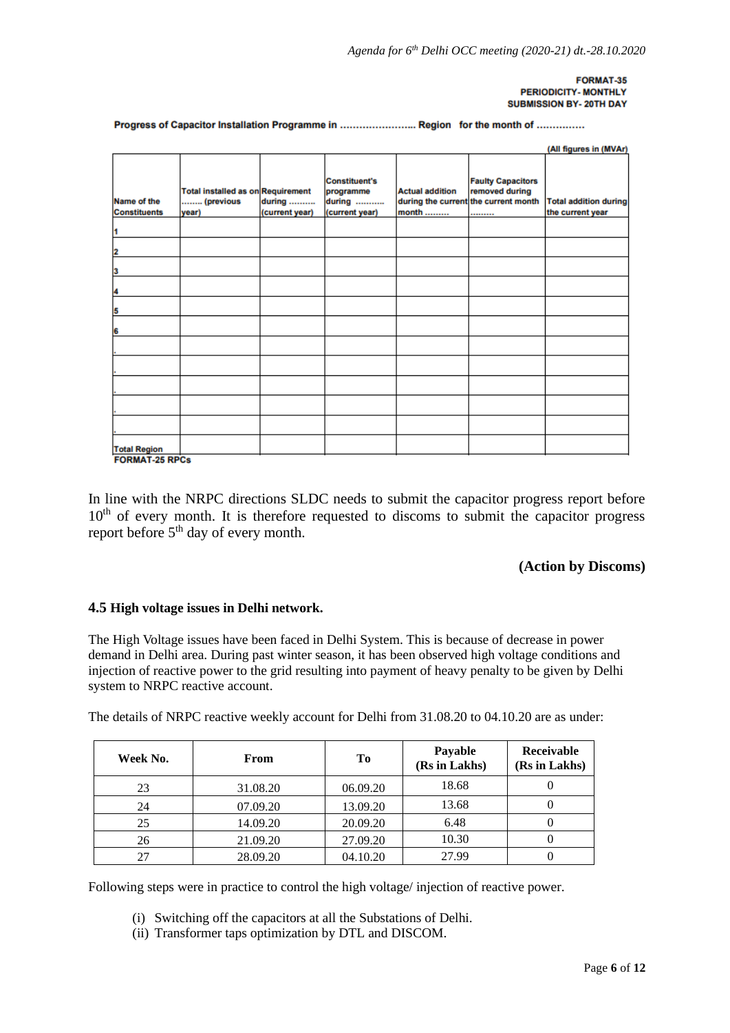FORMAT-35
PERIODICITY- MONTHLY
SUBMISSION BY- 20TH DAY

**Progress of Capacitor Installation Programme in ………………….. Region for the month of ……………**

(All figures in (MVAr)

| Name of the Constituents | Total installed as on …….. (previous year) | Requirement during ………. (current year) | Constituent's programme during ……….. (current year) | Actual addition during the current month ……… | Faulty Capacitors removed during the current month ……… | Total addition during the current year |
|---|---|---|---|---|---|---|
| 1 | | | | | | |
| 2 | | | | | | |
| 3 | | | | | | |
| 4 | | | | | | |
| 5 | | | | | | |
| 6 | | | | | | |
| . | | | | | | |
| . | | | | | | |
| . | | | | | | |
| . | | | | | | |
| . | | | | | | |
| Total Region | | | | | | |

FORMAT-25 RPCs

In line with the NRPC directions SLDC needs to submit the capacitor progress report before 10th of every month. It is therefore requested to discoms to submit the capacitor progress report before 5th day of every month.

**(Action by Discoms)**

### 4.5 High voltage issues in Delhi network.

The High Voltage issues have been faced in Delhi System. This is because of decrease in power demand in Delhi area. During past winter season, it has been observed high voltage conditions and injection of reactive power to the grid resulting into payment of heavy penalty to be given by Delhi system to NRPC reactive account.

The details of NRPC reactive weekly account for Delhi from 31.08.20 to 04.10.20 are as under:

| Week No. | From | To | Payable (Rs in Lakhs) | Receivable (Rs in Lakhs) |
|---|---|---|---|---|
| 23 | 31.08.20 | 06.09.20 | 18.68 | 0 |
| 24 | 07.09.20 | 13.09.20 | 13.68 | 0 |
| 25 | 14.09.20 | 20.09.20 | 6.48 | 0 |
| 26 | 21.09.20 | 27.09.20 | 10.30 | 0 |
| 27 | 28.09.20 | 04.10.20 | 27.99 | 0 |

Following steps were in practice to control the high voltage/ injection of reactive power.

(i) Switching off the capacitors at all the Substations of Delhi.
(ii) Transformer taps optimization by DTL and DISCOM.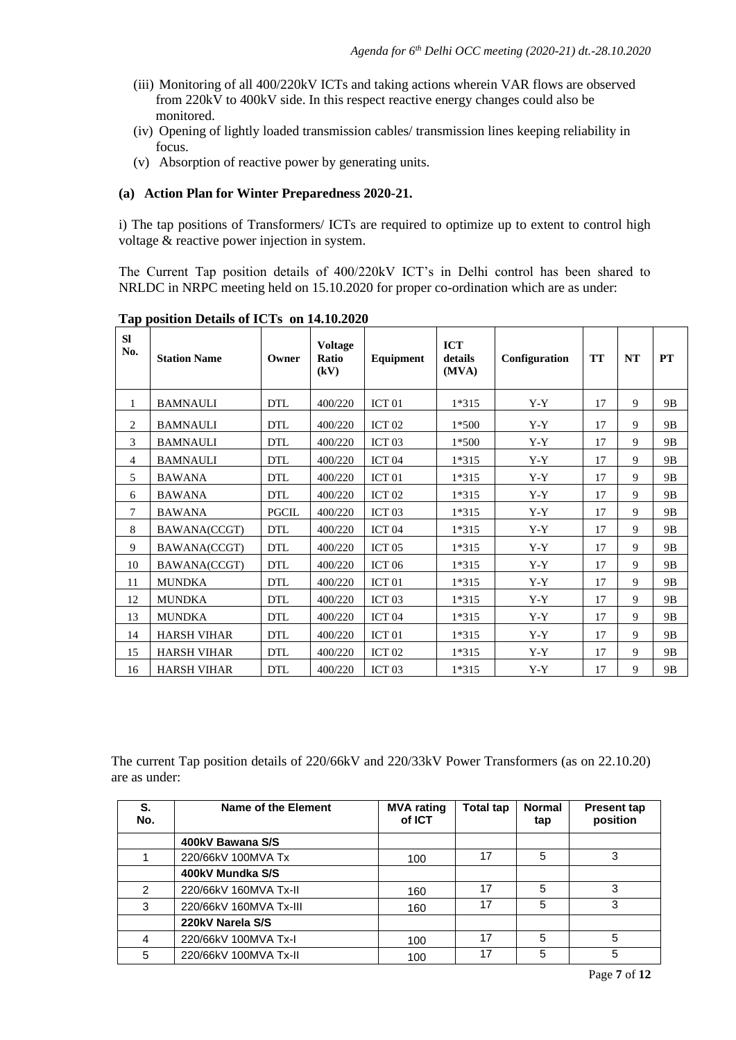(iii) Monitoring of all 400/220kV ICTs and taking actions wherein VAR flows are observed from 220kV to 400kV side. In this respect reactive energy changes could also be monitored.

(iv) Opening of lightly loaded transmission cables/ transmission lines keeping reliability in focus.

(v) Absorption of reactive power by generating units.

### (a) Action Plan for Winter Preparedness 2020-21.

i) The tap positions of Transformers/ ICTs are required to optimize up to extent to control high voltage & reactive power injection in system.

The Current Tap position details of 400/220kV ICT's in Delhi control has been shared to NRLDC in NRPC meeting held on 15.10.2020 for proper co-ordination which are as under:

**Tap position Details of ICTs on 14.10.2020**

| Sl No. | Station Name | Owner | Voltage Ratio (kV) | Equipment | ICT details (MVA) | Configuration | TT | NT | PT |
|---|---|---|---|---|---|---|---|---|---|
| 1 | BAMNAULI | DTL | 400/220 | ICT 01 | 1*315 | Y-Y | 17 | 9 | 9B |
| 2 | BAMNAULI | DTL | 400/220 | ICT 02 | 1*500 | Y-Y | 17 | 9 | 9B |
| 3 | BAMNAULI | DTL | 400/220 | ICT 03 | 1*500 | Y-Y | 17 | 9 | 9B |
| 4 | BAMNAULI | DTL | 400/220 | ICT 04 | 1*315 | Y-Y | 17 | 9 | 9B |
| 5 | BAWANA | DTL | 400/220 | ICT 01 | 1*315 | Y-Y | 17 | 9 | 9B |
| 6 | BAWANA | DTL | 400/220 | ICT 02 | 1*315 | Y-Y | 17 | 9 | 9B |
| 7 | BAWANA | PGCIL | 400/220 | ICT 03 | 1*315 | Y-Y | 17 | 9 | 9B |
| 8 | BAWANA(CCGT) | DTL | 400/220 | ICT 04 | 1*315 | Y-Y | 17 | 9 | 9B |
| 9 | BAWANA(CCGT) | DTL | 400/220 | ICT 05 | 1*315 | Y-Y | 17 | 9 | 9B |
| 10 | BAWANA(CCGT) | DTL | 400/220 | ICT 06 | 1*315 | Y-Y | 17 | 9 | 9B |
| 11 | MUNDKA | DTL | 400/220 | ICT 01 | 1*315 | Y-Y | 17 | 9 | 9B |
| 12 | MUNDKA | DTL | 400/220 | ICT 03 | 1*315 | Y-Y | 17 | 9 | 9B |
| 13 | MUNDKA | DTL | 400/220 | ICT 04 | 1*315 | Y-Y | 17 | 9 | 9B |
| 14 | HARSH VIHAR | DTL | 400/220 | ICT 01 | 1*315 | Y-Y | 17 | 9 | 9B |
| 15 | HARSH VIHAR | DTL | 400/220 | ICT 02 | 1*315 | Y-Y | 17 | 9 | 9B |
| 16 | HARSH VIHAR | DTL | 400/220 | ICT 03 | 1*315 | Y-Y | 17 | 9 | 9B |

The current Tap position details of 220/66kV and 220/33kV Power Transformers (as on 22.10.20) are as under:

| S. No. | Name of the Element | MVA rating of ICT | Total tap | Normal tap | Present tap position |
|---|---|---|---|---|---|
| | **400kV Bawana S/S** | | | | |
| 1 | 220/66kV 100MVA Tx | 100 | 17 | 5 | 3 |
| | **400kV Mundka S/S** | | | | |
| 2 | 220/66kV 160MVA Tx-II | 160 | 17 | 5 | 3 |
| 3 | 220/66kV 160MVA Tx-III | 160 | 17 | 5 | 3 |
| | **220kV Narela S/S** | | | | |
| 4 | 220/66kV 100MVA Tx-I | 100 | 17 | 5 | 5 |
| 5 | 220/66kV 100MVA Tx-II | 100 | 17 | 5 | 5 |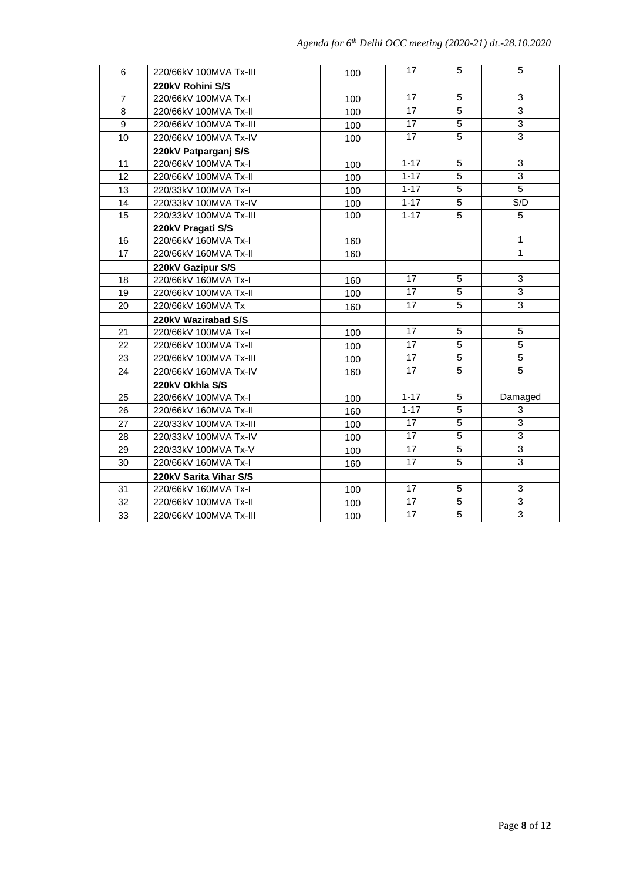| | | | | | |
|---|---|---|---|---|---|
| 6 | 220/66kV 100MVA Tx-III | 100 | 17 | 5 | 5 |
| | **220kV Rohini S/S** | | | | |
| 7 | 220/66kV 100MVA Tx-I | 100 | 17 | 5 | 3 |
| 8 | 220/66kV 100MVA Tx-II | 100 | 17 | 5 | 3 |
| 9 | 220/66kV 100MVA Tx-III | 100 | 17 | 5 | 3 |
| 10 | 220/66kV 100MVA Tx-IV | 100 | 17 | 5 | 3 |
| | **220kV Patparganj S/S** | | | | |
| 11 | 220/66kV 100MVA Tx-I | 100 | 1-17 | 5 | 3 |
| 12 | 220/66kV 100MVA Tx-II | 100 | 1-17 | 5 | 3 |
| 13 | 220/33kV 100MVA Tx-I | 100 | 1-17 | 5 | 5 |
| 14 | 220/33kV 100MVA Tx-IV | 100 | 1-17 | 5 | S/D |
| 15 | 220/33kV 100MVA Tx-III | 100 | 1-17 | 5 | 5 |
| | **220kV Pragati S/S** | | | | |
| 16 | 220/66kV 160MVA Tx-I | 160 | | | 1 |
| 17 | 220/66kV 160MVA Tx-II | 160 | | | 1 |
| | **220kV Gazipur S/S** | | | | |
| 18 | 220/66kV 160MVA Tx-I | 160 | 17 | 5 | 3 |
| 19 | 220/66kV 100MVA Tx-II | 100 | 17 | 5 | 3 |
| 20 | 220/66kV 160MVA Tx | 160 | 17 | 5 | 3 |
| | **220kV Wazirabad S/S** | | | | |
| 21 | 220/66kV 100MVA Tx-I | 100 | 17 | 5 | 5 |
| 22 | 220/66kV 100MVA Tx-II | 100 | 17 | 5 | 5 |
| 23 | 220/66kV 100MVA Tx-III | 100 | 17 | 5 | 5 |
| 24 | 220/66kV 160MVA Tx-IV | 160 | 17 | 5 | 5 |
| | **220kV Okhla S/S** | | | | |
| 25 | 220/66kV 100MVA Tx-I | 100 | 1-17 | 5 | Damaged |
| 26 | 220/66kV 160MVA Tx-II | 160 | 1-17 | 5 | 3 |
| 27 | 220/33kV 100MVA Tx-III | 100 | 17 | 5 | 3 |
| 28 | 220/33kV 100MVA Tx-IV | 100 | 17 | 5 | 3 |
| 29 | 220/33kV 100MVA Tx-V | 100 | 17 | 5 | 3 |
| 30 | 220/66kV 160MVA Tx-I | 160 | 17 | 5 | 3 |
| | **220kV Sarita Vihar S/S** | | | | |
| 31 | 220/66kV 160MVA Tx-I | 100 | 17 | 5 | 3 |
| 32 | 220/66kV 100MVA Tx-II | 100 | 17 | 5 | 3 |
| 33 | 220/66kV 100MVA Tx-III | 100 | 17 | 5 | 3 |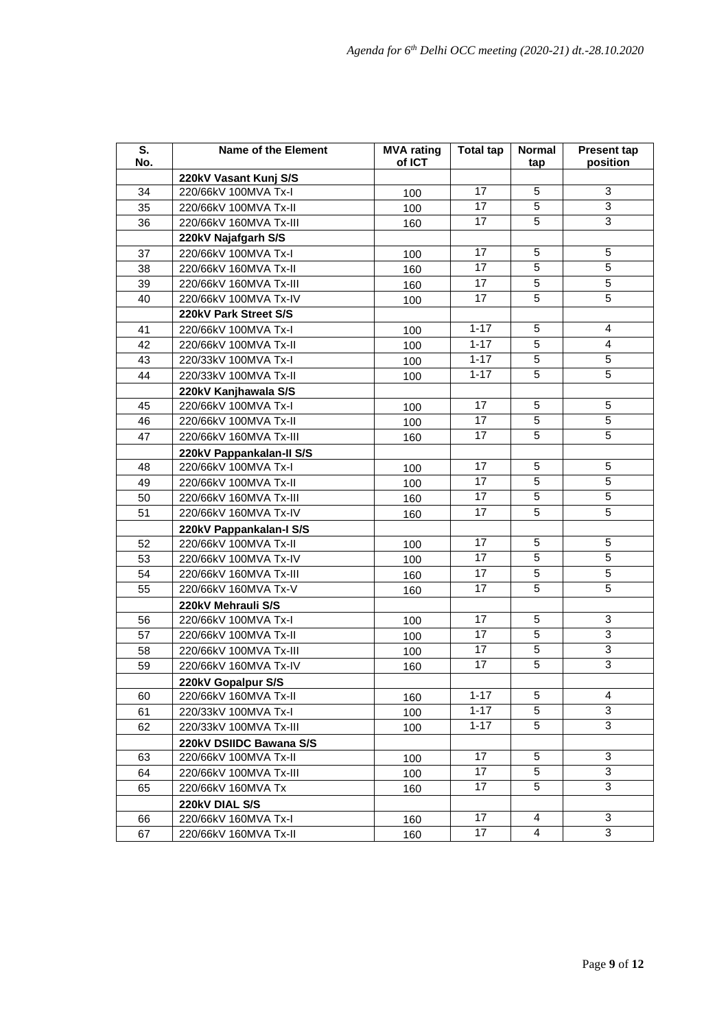| S. No. | Name of the Element | MVA rating of ICT | Total tap | Normal tap | Present tap position |
|---|---|---|---|---|---|
| | **220kV Vasant Kunj S/S** | | | | |
| 34 | 220/66kV 100MVA Tx-I | 100 | 17 | 5 | 3 |
| 35 | 220/66kV 100MVA Tx-II | 100 | 17 | 5 | 3 |
| 36 | 220/66kV 160MVA Tx-III | 160 | 17 | 5 | 3 |
| | **220kV Najafgarh S/S** | | | | |
| 37 | 220/66kV 100MVA Tx-I | 100 | 17 | 5 | 5 |
| 38 | 220/66kV 160MVA Tx-II | 160 | 17 | 5 | 5 |
| 39 | 220/66kV 160MVA Tx-III | 160 | 17 | 5 | 5 |
| 40 | 220/66kV 100MVA Tx-IV | 100 | 17 | 5 | 5 |
| | **220kV Park Street S/S** | | | | |
| 41 | 220/66kV 100MVA Tx-I | 100 | 1-17 | 5 | 4 |
| 42 | 220/66kV 100MVA Tx-II | 100 | 1-17 | 5 | 4 |
| 43 | 220/33kV 100MVA Tx-I | 100 | 1-17 | 5 | 5 |
| 44 | 220/33kV 100MVA Tx-II | 100 | 1-17 | 5 | 5 |
| | **220kV Kanjhawala S/S** | | | | |
| 45 | 220/66kV 100MVA Tx-I | 100 | 17 | 5 | 5 |
| 46 | 220/66kV 100MVA Tx-II | 100 | 17 | 5 | 5 |
| 47 | 220/66kV 160MVA Tx-III | 160 | 17 | 5 | 5 |
| | **220kV Pappankalan-II S/S** | | | | |
| 48 | 220/66kV 100MVA Tx-I | 100 | 17 | 5 | 5 |
| 49 | 220/66kV 100MVA Tx-II | 100 | 17 | 5 | 5 |
| 50 | 220/66kV 160MVA Tx-III | 160 | 17 | 5 | 5 |
| 51 | 220/66kV 160MVA Tx-IV | 160 | 17 | 5 | 5 |
| | **220kV Pappankalan-I S/S** | | | | |
| 52 | 220/66kV 100MVA Tx-II | 100 | 17 | 5 | 5 |
| 53 | 220/66kV 100MVA Tx-IV | 100 | 17 | 5 | 5 |
| 54 | 220/66kV 160MVA Tx-III | 160 | 17 | 5 | 5 |
| 55 | 220/66kV 160MVA Tx-V | 160 | 17 | 5 | 5 |
| | **220kV Mehrauli S/S** | | | | |
| 56 | 220/66kV 100MVA Tx-I | 100 | 17 | 5 | 3 |
| 57 | 220/66kV 100MVA Tx-II | 100 | 17 | 5 | 3 |
| 58 | 220/66kV 100MVA Tx-III | 100 | 17 | 5 | 3 |
| 59 | 220/66kV 160MVA Tx-IV | 160 | 17 | 5 | 3 |
| | **220kV Gopalpur S/S** | | | | |
| 60 | 220/66kV 160MVA Tx-II | 160 | 1-17 | 5 | 4 |
| 61 | 220/33kV 100MVA Tx-I | 100 | 1-17 | 5 | 3 |
| 62 | 220/33kV 100MVA Tx-III | 100 | 1-17 | 5 | 3 |
| | **220kV DSIIDC Bawana S/S** | | | | |
| 63 | 220/66kV 100MVA Tx-II | 100 | 17 | 5 | 3 |
| 64 | 220/66kV 100MVA Tx-III | 100 | 17 | 5 | 3 |
| 65 | 220/66kV 160MVA Tx | 160 | 17 | 5 | 3 |
| | **220kV DIAL S/S** | | | | |
| 66 | 220/66kV 160MVA Tx-I | 160 | 17 | 4 | 3 |
| 67 | 220/66kV 160MVA Tx-II | 160 | 17 | 4 | 3 |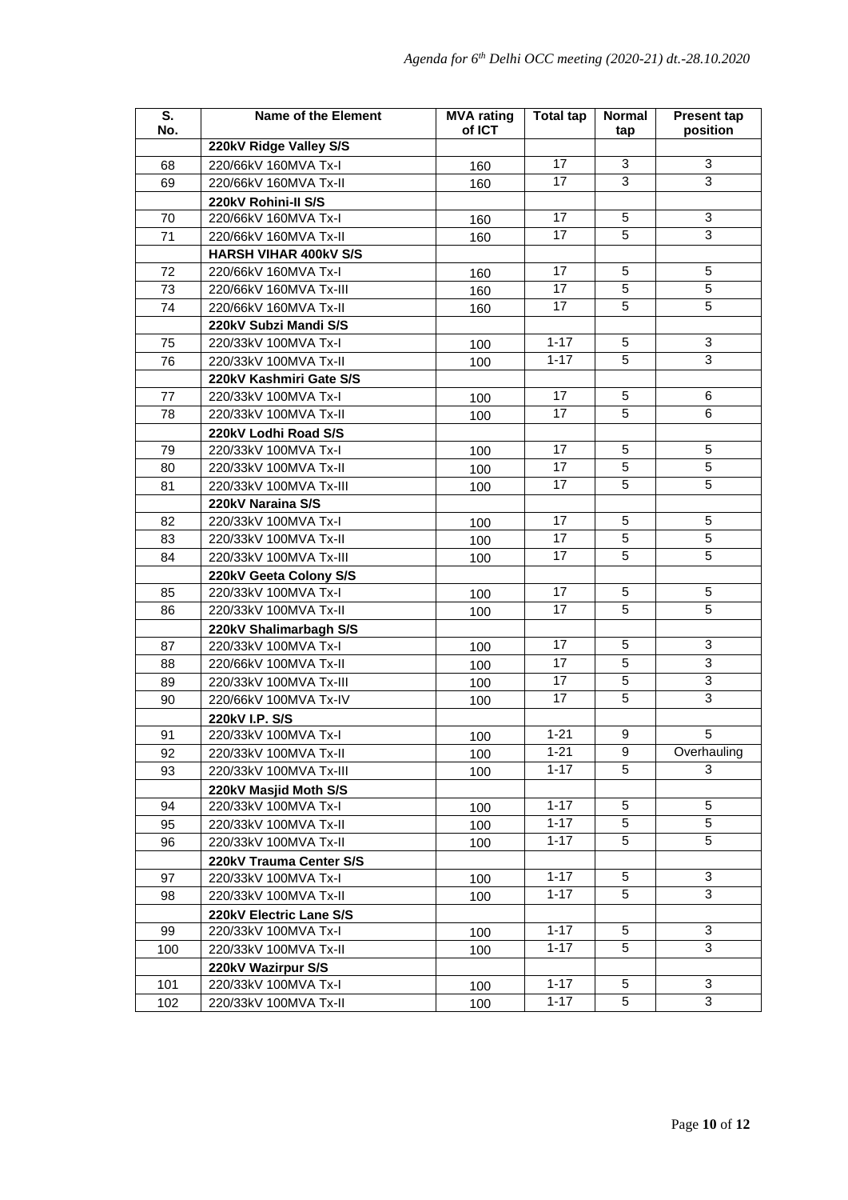| S. No. | Name of the Element | MVA rating of ICT | Total tap | Normal tap | Present tap position |
|---|---|---|---|---|---|
| | **220kV Ridge Valley S/S** | | | | |
| 68 | 220/66kV 160MVA Tx-I | 160 | 17 | 3 | 3 |
| 69 | 220/66kV 160MVA Tx-II | 160 | 17 | 3 | 3 |
| | **220kV Rohini-II S/S** | | | | |
| 70 | 220/66kV 160MVA Tx-I | 160 | 17 | 5 | 3 |
| 71 | 220/66kV 160MVA Tx-II | 160 | 17 | 5 | 3 |
| | **HARSH VIHAR 400kV S/S** | | | | |
| 72 | 220/66kV 160MVA Tx-I | 160 | 17 | 5 | 5 |
| 73 | 220/66kV 160MVA Tx-III | 160 | 17 | 5 | 5 |
| 74 | 220/66kV 160MVA Tx-II | 160 | 17 | 5 | 5 |
| | **220kV Subzi Mandi S/S** | | | | |
| 75 | 220/33kV 100MVA Tx-I | 100 | 1-17 | 5 | 3 |
| 76 | 220/33kV 100MVA Tx-II | 100 | 1-17 | 5 | 3 |
| | **220kV Kashmiri Gate S/S** | | | | |
| 77 | 220/33kV 100MVA Tx-I | 100 | 17 | 5 | 6 |
| 78 | 220/33kV 100MVA Tx-II | 100 | 17 | 5 | 6 |
| | **220kV Lodhi Road S/S** | | | | |
| 79 | 220/33kV 100MVA Tx-I | 100 | 17 | 5 | 5 |
| 80 | 220/33kV 100MVA Tx-II | 100 | 17 | 5 | 5 |
| 81 | 220/33kV 100MVA Tx-III | 100 | 17 | 5 | 5 |
| | **220kV Naraina S/S** | | | | |
| 82 | 220/33kV 100MVA Tx-I | 100 | 17 | 5 | 5 |
| 83 | 220/33kV 100MVA Tx-II | 100 | 17 | 5 | 5 |
| 84 | 220/33kV 100MVA Tx-III | 100 | 17 | 5 | 5 |
| | **220kV Geeta Colony S/S** | | | | |
| 85 | 220/33kV 100MVA Tx-I | 100 | 17 | 5 | 5 |
| 86 | 220/33kV 100MVA Tx-II | 100 | 17 | 5 | 5 |
| | **220kV Shalimarbagh S/S** | | | | |
| 87 | 220/33kV 100MVA Tx-I | 100 | 17 | 5 | 3 |
| 88 | 220/66kV 100MVA Tx-II | 100 | 17 | 5 | 3 |
| 89 | 220/33kV 100MVA Tx-III | 100 | 17 | 5 | 3 |
| 90 | 220/66kV 100MVA Tx-IV | 100 | 17 | 5 | 3 |
| | **220kV I.P. S/S** | | | | |
| 91 | 220/33kV 100MVA Tx-I | 100 | 1-21 | 9 | 5 |
| 92 | 220/33kV 100MVA Tx-II | 100 | 1-21 | 9 | Overhauling |
| 93 | 220/33kV 100MVA Tx-III | 100 | 1-17 | 5 | 3 |
| | **220kV Masjid Moth S/S** | | | | |
| 94 | 220/33kV 100MVA Tx-I | 100 | 1-17 | 5 | 5 |
| 95 | 220/33kV 100MVA Tx-II | 100 | 1-17 | 5 | 5 |
| 96 | 220/33kV 100MVA Tx-II | 100 | 1-17 | 5 | 5 |
| | **220kV Trauma Center S/S** | | | | |
| 97 | 220/33kV 100MVA Tx-I | 100 | 1-17 | 5 | 3 |
| 98 | 220/33kV 100MVA Tx-II | 100 | 1-17 | 5 | 3 |
| | **220kV Electric Lane S/S** | | | | |
| 99 | 220/33kV 100MVA Tx-I | 100 | 1-17 | 5 | 3 |
| 100 | 220/33kV 100MVA Tx-II | 100 | 1-17 | 5 | 3 |
| | **220kV Wazirpur S/S** | | | | |
| 101 | 220/33kV 100MVA Tx-I | 100 | 1-17 | 5 | 3 |
| 102 | 220/33kV 100MVA Tx-II | 100 | 1-17 | 5 | 3 |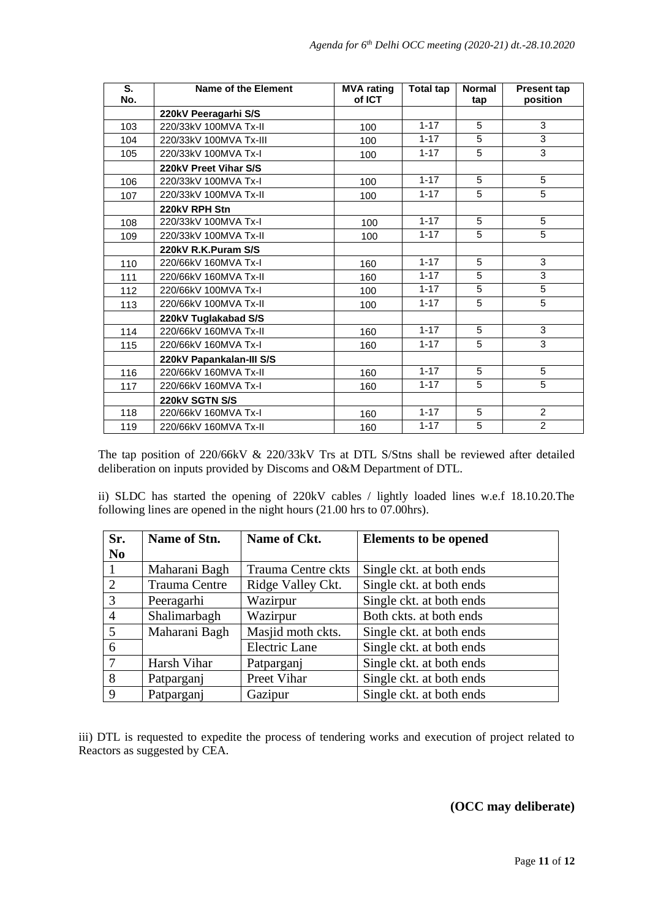| S. No. | Name of the Element | MVA rating of ICT | Total tap | Normal tap | Present tap position |
|---|---|---|---|---|---|
| | **220kV Peeragarhi S/S** | | | | |
| 103 | 220/33kV 100MVA Tx-II | 100 | 1-17 | 5 | 3 |
| 104 | 220/33kV 100MVA Tx-III | 100 | 1-17 | 5 | 3 |
| 105 | 220/33kV 100MVA Tx-I | 100 | 1-17 | 5 | 3 |
| | **220kV Preet Vihar S/S** | | | | |
| 106 | 220/33kV 100MVA Tx-I | 100 | 1-17 | 5 | 5 |
| 107 | 220/33kV 100MVA Tx-II | 100 | 1-17 | 5 | 5 |
| | **220kV RPH Stn** | | | | |
| 108 | 220/33kV 100MVA Tx-I | 100 | 1-17 | 5 | 5 |
| 109 | 220/33kV 100MVA Tx-II | 100 | 1-17 | 5 | 5 |
| | **220kV R.K.Puram S/S** | | | | |
| 110 | 220/66kV 160MVA Tx-I | 160 | 1-17 | 5 | 3 |
| 111 | 220/66kV 160MVA Tx-II | 160 | 1-17 | 5 | 3 |
| 112 | 220/66kV 100MVA Tx-I | 100 | 1-17 | 5 | 5 |
| 113 | 220/66kV 100MVA Tx-II | 100 | 1-17 | 5 | 5 |
| | **220kV Tuglakabad S/S** | | | | |
| 114 | 220/66kV 160MVA Tx-II | 160 | 1-17 | 5 | 3 |
| 115 | 220/66kV 160MVA Tx-I | 160 | 1-17 | 5 | 3 |
| | **220kV Papankalan-III S/S** | | | | |
| 116 | 220/66kV 160MVA Tx-II | 160 | 1-17 | 5 | 5 |
| 117 | 220/66kV 160MVA Tx-I | 160 | 1-17 | 5 | 5 |
| | **220kV SGTN S/S** | | | | |
| 118 | 220/66kV 160MVA Tx-I | 160 | 1-17 | 5 | 2 |
| 119 | 220/66kV 160MVA Tx-II | 160 | 1-17 | 5 | 2 |

The tap position of 220/66kV & 220/33kV Trs at DTL S/Stns shall be reviewed after detailed deliberation on inputs provided by Discoms and O&M Department of DTL.

ii) SLDC has started the opening of 220kV cables / lightly loaded lines w.e.f 18.10.20.The following lines are opened in the night hours (21.00 hrs to 07.00hrs).

| Sr. No | Name of Stn. | Name of Ckt. | Elements to be opened |
|---|---|---|---|
| 1 | Maharani Bagh | Trauma Centre ckts | Single ckt. at both ends |
| 2 | Trauma Centre | Ridge Valley Ckt. | Single ckt. at both ends |
| 3 | Peeragarhi | Wazirpur | Single ckt. at both ends |
| 4 | Shalimarbagh | Wazirpur | Both ckts. at both ends |
| 5 | Maharani Bagh | Masjid moth ckts. | Single ckt. at both ends |
| 6 | | Electric Lane | Single ckt. at both ends |
| 7 | Harsh Vihar | Patparganj | Single ckt. at both ends |
| 8 | Patparganj | Preet Vihar | Single ckt. at both ends |
| 9 | Patparganj | Gazipur | Single ckt. at both ends |

iii) DTL is requested to expedite the process of tendering works and execution of project related to Reactors as suggested by CEA.

**(OCC may deliberate)**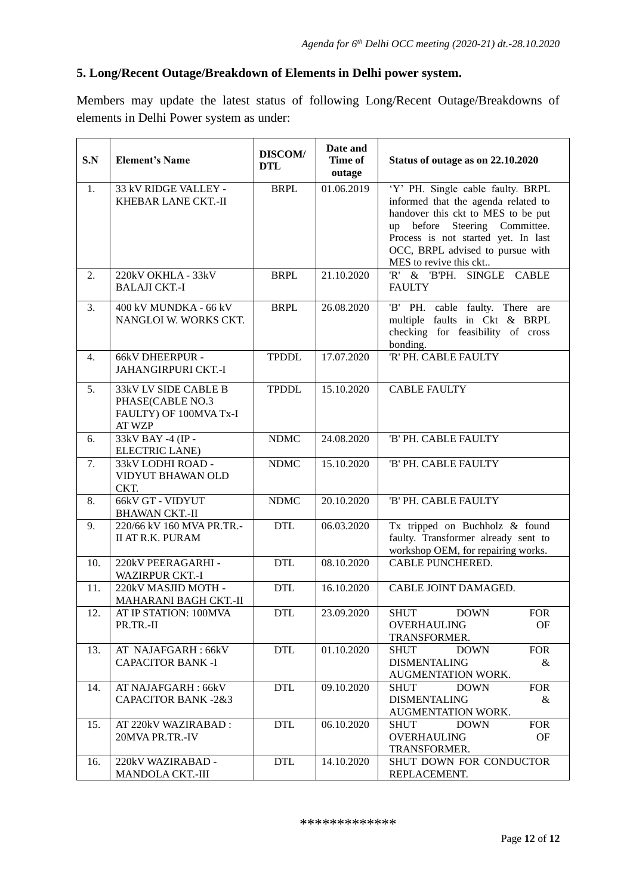## 5. Long/Recent Outage/Breakdown of Elements in Delhi power system.

Members may update the latest status of following Long/Recent Outage/Breakdowns of elements in Delhi Power system as under:

| S.N | Element's Name | DISCOM/ DTL | Date and Time of outage | Status of outage as on 22.10.2020 |
|---|---|---|---|---|
| 1. | 33 kV RIDGE VALLEY - KHEBAR LANE CKT.-II | BRPL | 01.06.2019 | 'Y' PH. Single cable faulty. BRPL informed that the agenda related to handover this ckt to MES to be put up before Steering Committee. Process is not started yet. In last OCC, BRPL advised to pursue with MES to revive this ckt.. |
| 2. | 220kV OKHLA - 33kV BALAJI CKT.-I | BRPL | 21.10.2020 | 'R' & 'B'PH. SINGLE CABLE FAULTY |
| 3. | 400 kV MUNDKA - 66 kV NANGLOI W. WORKS CKT. | BRPL | 26.08.2020 | 'B' PH. cable faulty. There are multiple faults in Ckt & BRPL checking for feasibility of cross bonding. |
| 4. | 66kV DHEERPUR - JAHANGIRPURI CKT.-I | TPDDL | 17.07.2020 | 'R' PH. CABLE FAULTY |
| 5. | 33kV LV SIDE CABLE B PHASE(CABLE NO.3 FAULTY) OF 100MVA Tx-I AT WZP | TPDDL | 15.10.2020 | CABLE FAULTY |
| 6. | 33kV BAY -4 (IP - ELECTRIC LANE) | NDMC | 24.08.2020 | 'B' PH. CABLE FAULTY |
| 7. | 33kV LODHI ROAD - VIDYUT BHAWAN OLD CKT. | NDMC | 15.10.2020 | 'B' PH. CABLE FAULTY |
| 8. | 66kV GT - VIDYUT BHAWAN CKT.-II | NDMC | 20.10.2020 | 'B' PH. CABLE FAULTY |
| 9. | 220/66 kV 160 MVA PR.TR.-II AT R.K. PURAM | DTL | 06.03.2020 | Tx tripped on Buchholz & found faulty. Transformer already sent to workshop OEM, for repairing works. |
| 10. | 220kV PEERAGARHI - WAZIRPUR CKT.-I | DTL | 08.10.2020 | CABLE PUNCHERED. |
| 11. | 220kV MASJID MOTH - MAHARANI BAGH CKT.-II | DTL | 16.10.2020 | CABLE JOINT DAMAGED. |
| 12. | AT IP STATION: 100MVA PR.TR.-II | DTL | 23.09.2020 | SHUT DOWN FOR OVERHAULING OF TRANSFORMER. |
| 13. | AT NAJAFGARH : 66kV CAPACITOR BANK -I | DTL | 01.10.2020 | SHUT DOWN FOR DISMENTALING & AUGMENTATION WORK. |
| 14. | AT NAJAFGARH : 66kV CAPACITOR BANK -2&3 | DTL | 09.10.2020 | SHUT DOWN FOR DISMENTALING & AUGMENTATION WORK. |
| 15. | AT 220kV WAZIRABAD : 20MVA PR.TR.-IV | DTL | 06.10.2020 | SHUT DOWN FOR OVERHAULING OF TRANSFORMER. |
| 16. | 220kV WAZIRABAD - MANDOLA CKT.-III | DTL | 14.10.2020 | SHUT DOWN FOR CONDUCTOR REPLACEMENT. |

*************